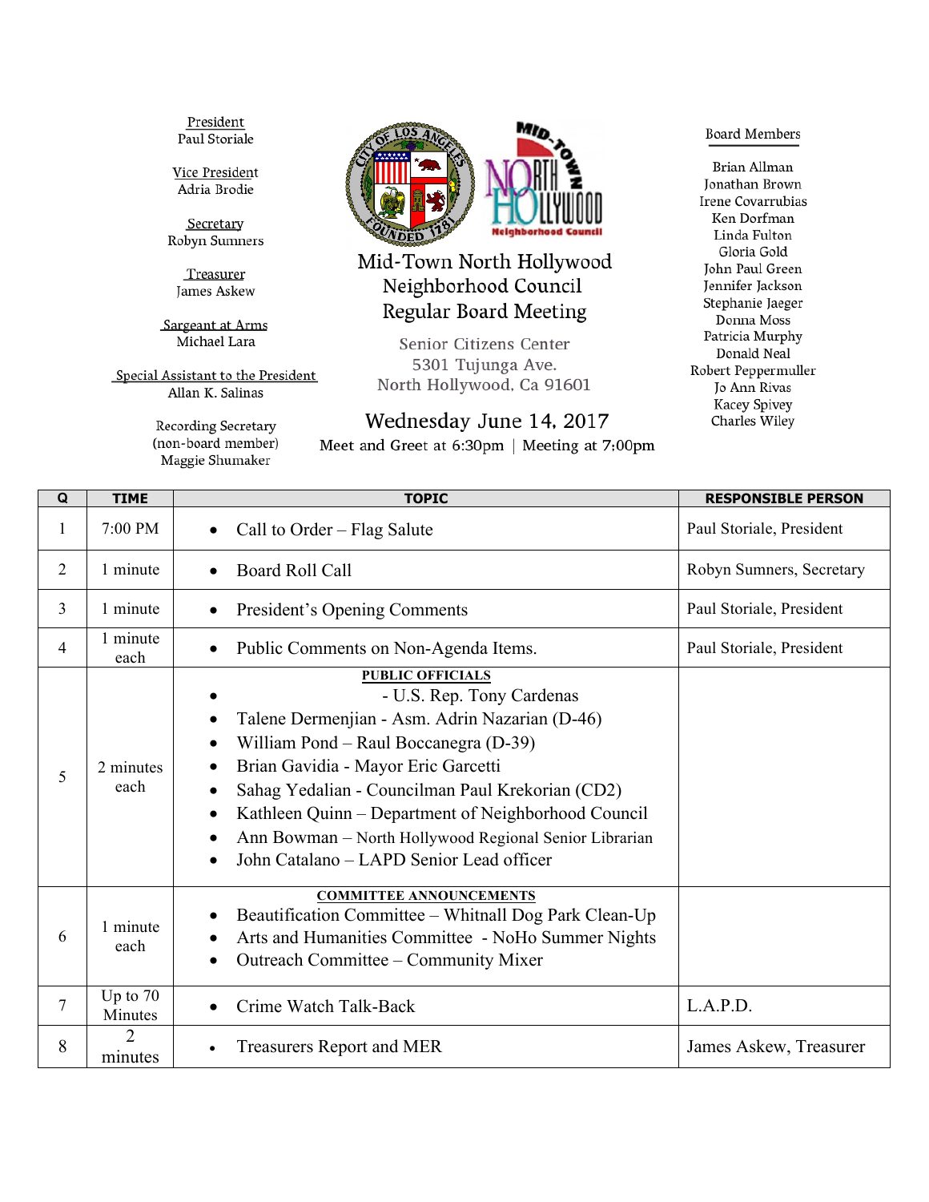# Mid-Town North Hollywood Neighborhood Council Regular Board Meeting

Senior Citizens Center
5301 Tujunga Ave.
North Hollywood, Ca 91601

## Wednesday June 14, 2017

Meet and Greet at 6:30pm | Meeting at 7:00pm

President
Paul Storiale

Vice President
Adria Brodie

Secretary
Robyn Sumners

Treasurer
James Askew

Sargeant at Arms
Michael Lara

Special Assistant to the President
Allan K. Salinas

Recording Secretary
(non-board member)
Maggie Shumaker

Board Members

Brian Allman
Jonathan Brown
Irene Covarrubias
Ken Dorfman
Linda Fulton
Gloria Gold
John Paul Green
Jennifer Jackson
Stephanie Jaeger
Donna Moss
Patricia Murphy
Donald Neal
Robert Peppermuller
Jo Ann Rivas
Kacey Spivey
Charles Wiley

| Q | TIME | TOPIC | RESPONSIBLE PERSON |
|---|---|---|---|
| 1 | 7:00 PM | • Call to Order – Flag Salute | Paul Storiale, President |
| 2 | 1 minute | • Board Roll Call | Robyn Sumners, Secretary |
| 3 | 1 minute | • President's Opening Comments | Paul Storiale, President |
| 4 | 1 minute each | • Public Comments on Non-Agenda Items. | Paul Storiale, President |
| 5 | 2 minutes each | **PUBLIC OFFICIALS**<br>• - U.S. Rep. Tony Cardenas<br>• Talene Dermenjian - Asm. Adrin Nazarian (D-46)<br>• William Pond – Raul Boccanegra (D-39)<br>• Brian Gavidia - Mayor Eric Garcetti<br>• Sahag Yedalian - Councilman Paul Krekorian (CD2)<br>• Kathleen Quinn – Department of Neighborhood Council<br>• Ann Bowman – North Hollywood Regional Senior Librarian<br>• John Catalano – LAPD Senior Lead officer | |
| 6 | 1 minute each | **COMMITTEE ANNOUNCEMENTS**<br>• Beautification Committee – Whitnall Dog Park Clean-Up<br>• Arts and Humanities Committee - NoHo Summer Nights<br>• Outreach Committee – Community Mixer | |
| 7 | Up to 70 Minutes | • Crime Watch Talk-Back | L.A.P.D. |
| 8 | 2 minutes | • Treasurers Report and MER | James Askew, Treasurer |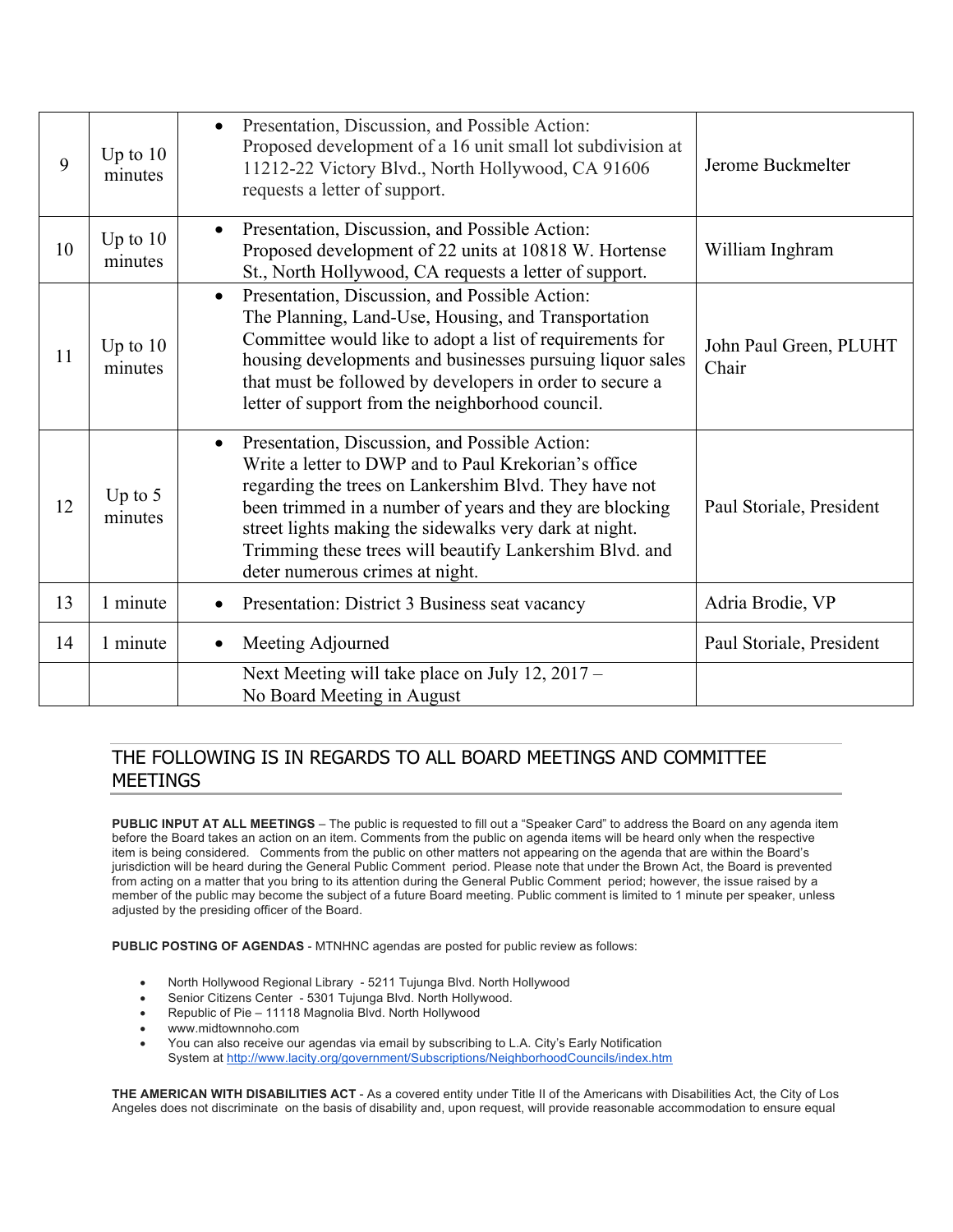| 9 | Up to 10 minutes | • Presentation, Discussion, and Possible Action: Proposed development of a 16 unit small lot subdivision at 11212-22 Victory Blvd., North Hollywood, CA 91606 requests a letter of support. | Jerome Buckmelter |
|---|---|---|---|
| 10 | Up to 10 minutes | • Presentation, Discussion, and Possible Action: Proposed development of 22 units at 10818 W. Hortense St., North Hollywood, CA requests a letter of support. | William Inghram |
| 11 | Up to 10 minutes | • Presentation, Discussion, and Possible Action: The Planning, Land-Use, Housing, and Transportation Committee would like to adopt a list of requirements for housing developments and businesses pursuing liquor sales that must be followed by developers in order to secure a letter of support from the neighborhood council. | John Paul Green, PLUHT Chair |
| 12 | Up to 5 minutes | • Presentation, Discussion, and Possible Action: Write a letter to DWP and to Paul Krekorian's office regarding the trees on Lankershim Blvd. They have not been trimmed in a number of years and they are blocking street lights making the sidewalks very dark at night. Trimming these trees will beautify Lankershim Blvd. and deter numerous crimes at night. | Paul Storiale, President |
| 13 | 1 minute | • Presentation: District 3 Business seat vacancy | Adria Brodie, VP |
| 14 | 1 minute | • Meeting Adjourned | Paul Storiale, President |
| | | Next Meeting will take place on July 12, 2017 – No Board Meeting in August | |

## THE FOLLOWING IS IN REGARDS TO ALL BOARD MEETINGS AND COMMITTEE MEETINGS

**PUBLIC INPUT AT ALL MEETINGS** – The public is requested to fill out a "Speaker Card" to address the Board on any agenda item before the Board takes an action on an item. Comments from the public on agenda items will be heard only when the respective item is being considered. Comments from the public on other matters not appearing on the agenda that are within the Board's jurisdiction will be heard during the General Public Comment period. Please note that under the Brown Act, the Board is prevented from acting on a matter that you bring to its attention during the General Public Comment period; however, the issue raised by a member of the public may become the subject of a future Board meeting. Public comment is limited to 1 minute per speaker, unless adjusted by the presiding officer of the Board.

**PUBLIC POSTING OF AGENDAS** - MTNHNC agendas are posted for public review as follows:

- North Hollywood Regional Library - 5211 Tujunga Blvd. North Hollywood
- Senior Citizens Center - 5301 Tujunga Blvd. North Hollywood.
- Republic of Pie – 11118 Magnolia Blvd. North Hollywood
- www.midtownnoho.com
- You can also receive our agendas via email by subscribing to L.A. City's Early Notification System at http://www.lacity.org/government/Subscriptions/NeighborhoodCouncils/index.htm

**THE AMERICAN WITH DISABILITIES ACT** - As a covered entity under Title II of the Americans with Disabilities Act, the City of Los Angeles does not discriminate on the basis of disability and, upon request, will provide reasonable accommodation to ensure equal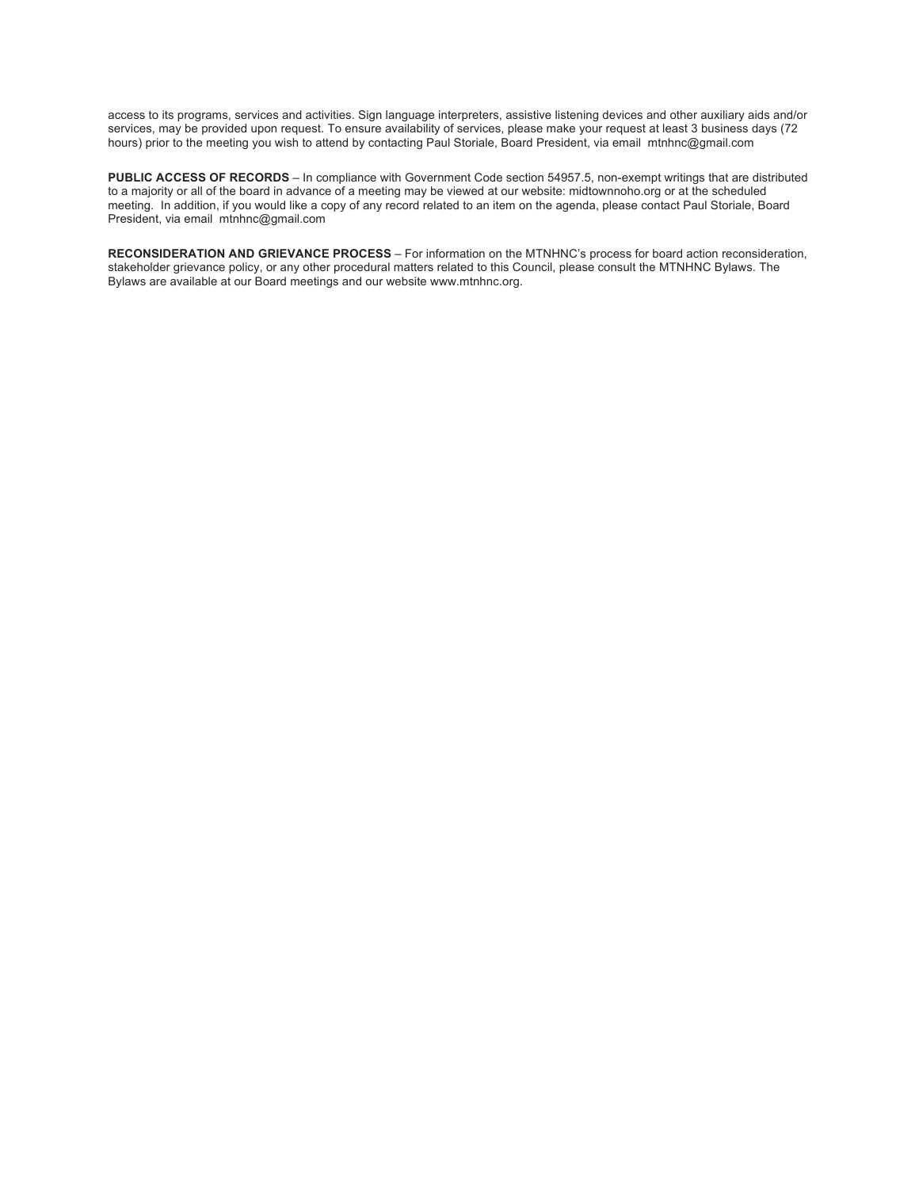access to its programs, services and activities. Sign language interpreters, assistive listening devices and other auxiliary aids and/or services, may be provided upon request. To ensure availability of services, please make your request at least 3 business days (72 hours) prior to the meeting you wish to attend by contacting Paul Storiale, Board President, via email mtnhnc@gmail.com

**PUBLIC ACCESS OF RECORDS** – In compliance with Government Code section 54957.5, non-exempt writings that are distributed to a majority or all of the board in advance of a meeting may be viewed at our website: midtownnoho.org or at the scheduled meeting. In addition, if you would like a copy of any record related to an item on the agenda, please contact Paul Storiale, Board President, via email mtnhnc@gmail.com

**RECONSIDERATION AND GRIEVANCE PROCESS** – For information on the MTNHNC's process for board action reconsideration, stakeholder grievance policy, or any other procedural matters related to this Council, please consult the MTNHNC Bylaws. The Bylaws are available at our Board meetings and our website www.mtnhnc.org.